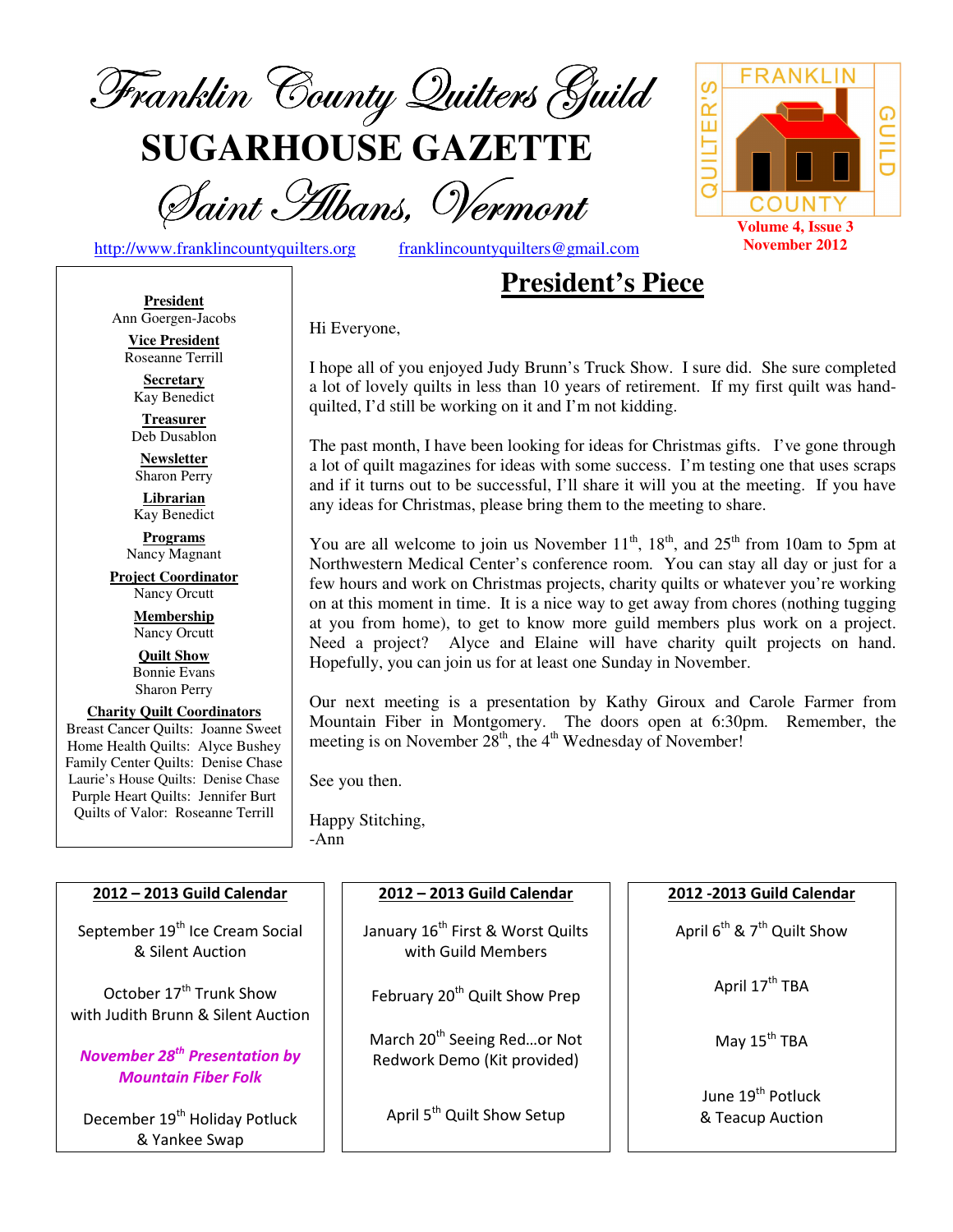# Franklin County Quilters Guild

# SUGARHOUSE GAZETTE

## Saint Albans, Vermont

http://www.franklincountyquilters.org franklincountyquilters@gmail.com

FRANKLIN COUNTY QUILTER'S GUILD

**Volume 4, Issue 3**
**November 2012**

**President**
Ann Goergen-Jacobs

**Vice President**
Roseanne Terrill

**Secretary**
Kay Benedict

**Treasurer**
Deb Dusablon

**Newsletter**
Sharon Perry

**Librarian**
Kay Benedict

**Programs**
Nancy Magnant

**Project Coordinator**
Nancy Orcutt

**Membership**
Nancy Orcutt

**Quilt Show**
Bonnie Evans
Sharon Perry

**Charity Quilt Coordinators**
Breast Cancer Quilts: Joanne Sweet
Home Health Quilts: Alyce Bushey
Family Center Quilts: Denise Chase
Laurie's House Quilts: Denise Chase
Purple Heart Quilts: Jennifer Burt
Quilts of Valor: Roseanne Terrill

## President's Piece

Hi Everyone,

I hope all of you enjoyed Judy Brunn's Truck Show. I sure did. She sure completed a lot of lovely quilts in less than 10 years of retirement. If my first quilt was hand-quilted, I'd still be working on it and I'm not kidding.

The past month, I have been looking for ideas for Christmas gifts. I've gone through a lot of quilt magazines for ideas with some success. I'm testing one that uses scraps and if it turns out to be successful, I'll share it will you at the meeting. If you have any ideas for Christmas, please bring them to the meeting to share.

You are all welcome to join us November 11th, 18th, and 25th from 10am to 5pm at Northwestern Medical Center's conference room. You can stay all day or just for a few hours and work on Christmas projects, charity quilts or whatever you're working on at this moment in time. It is a nice way to get away from chores (nothing tugging at you from home), to get to know more guild members plus work on a project. Need a project? Alyce and Elaine will have charity quilt projects on hand. Hopefully, you can join us for at least one Sunday in November.

Our next meeting is a presentation by Kathy Giroux and Carole Farmer from Mountain Fiber in Montgomery. The doors open at 6:30pm. Remember, the meeting is on November 28th, the 4th Wednesday of November!

See you then.

Happy Stitching,
-Ann

### 2012 – 2013 Guild Calendar

September 19th Ice Cream Social & Silent Auction

October 17th Trunk Show with Judith Brunn & Silent Auction

***November 28th Presentation by Mountain Fiber Folk***

December 19th Holiday Potluck & Yankee Swap

### 2012 – 2013 Guild Calendar

January 16th First & Worst Quilts with Guild Members

February 20th Quilt Show Prep

March 20th Seeing Red…or Not Redwork Demo (Kit provided)

April 5th Quilt Show Setup

### 2012 -2013 Guild Calendar

April 6th & 7th Quilt Show

April 17th TBA

May 15th TBA

June 19th Potluck & Teacup Auction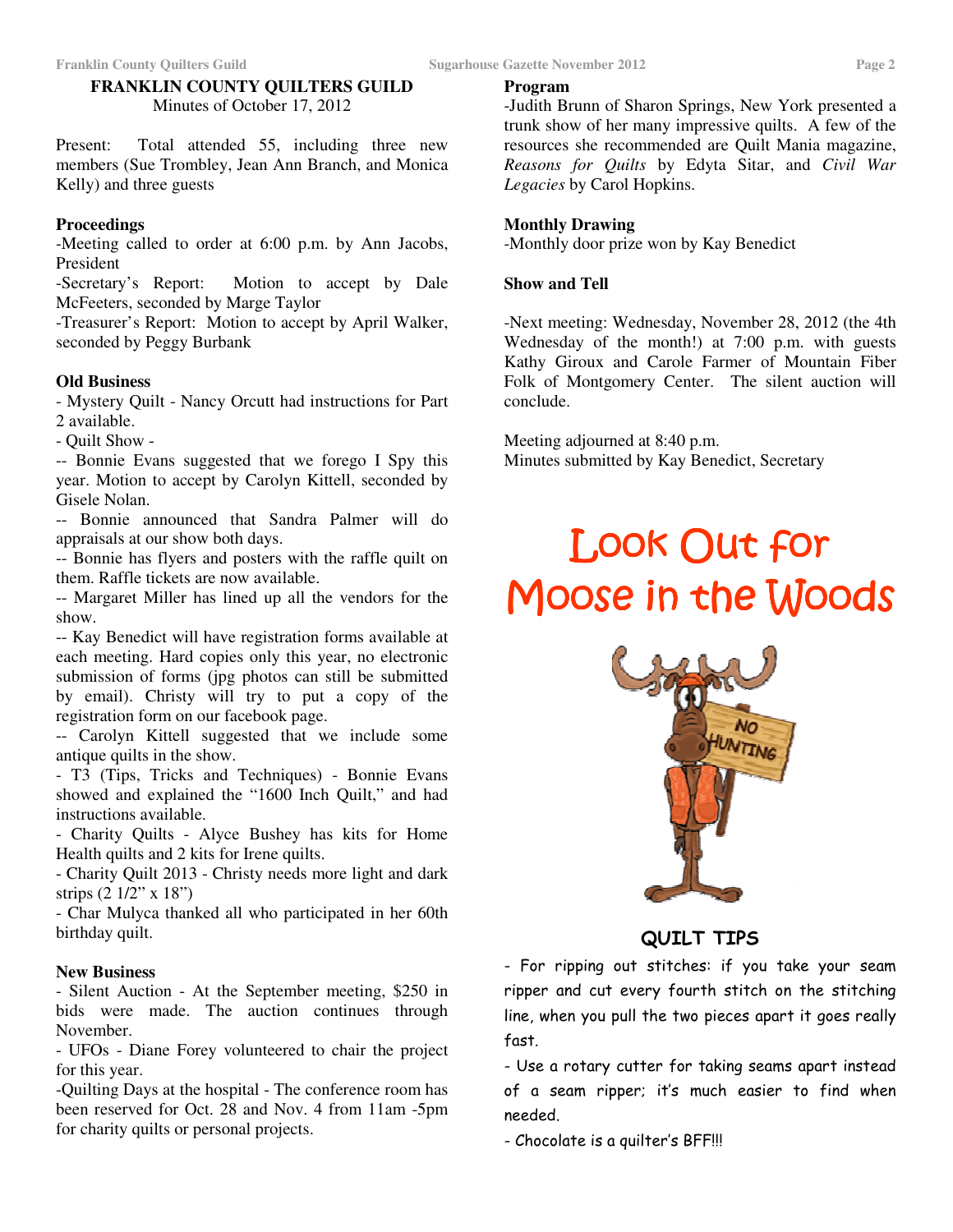## FRANKLIN COUNTY QUILTERS GUILD

Minutes of October 17, 2012

Present: Total attended 55, including three new members (Sue Trombley, Jean Ann Branch, and Monica Kelly) and three guests

**Proceedings**

-Meeting called to order at 6:00 p.m. by Ann Jacobs, President

-Secretary's Report: Motion to accept by Dale McFeeters, seconded by Marge Taylor

-Treasurer's Report: Motion to accept by April Walker, seconded by Peggy Burbank

**Old Business**

- Mystery Quilt - Nancy Orcutt had instructions for Part 2 available.
- Quilt Show -

-- Bonnie Evans suggested that we forego I Spy this year. Motion to accept by Carolyn Kittell, seconded by Gisele Nolan.

-- Bonnie announced that Sandra Palmer will do appraisals at our show both days.

-- Bonnie has flyers and posters with the raffle quilt on them. Raffle tickets are now available.

-- Margaret Miller has lined up all the vendors for the show.

-- Kay Benedict will have registration forms available at each meeting. Hard copies only this year, no electronic submission of forms (jpg photos can still be submitted by email). Christy will try to put a copy of the registration form on our facebook page.

-- Carolyn Kittell suggested that we include some antique quilts in the show.

- T3 (Tips, Tricks and Techniques) - Bonnie Evans showed and explained the "1600 Inch Quilt," and had instructions available.
- Charity Quilts - Alyce Bushey has kits for Home Health quilts and 2 kits for Irene quilts.
- Charity Quilt 2013 - Christy needs more light and dark strips (2 1/2" x 18")
- Char Mulyca thanked all who participated in her 60th birthday quilt.

**New Business**

- Silent Auction - At the September meeting, $250 in bids were made. The auction continues through November.
- UFOs - Diane Forey volunteered to chair the project for this year.

-Quilting Days at the hospital - The conference room has been reserved for Oct. 28 and Nov. 4 from 11am -5pm for charity quilts or personal projects.

**Program**

-Judith Brunn of Sharon Springs, New York presented a trunk show of her many impressive quilts. A few of the resources she recommended are Quilt Mania magazine, *Reasons for Quilts* by Edyta Sitar, and *Civil War Legacies* by Carol Hopkins.

**Monthly Drawing**

-Monthly door prize won by Kay Benedict

**Show and Tell**

-Next meeting: Wednesday, November 28, 2012 (the 4th Wednesday of the month!) at 7:00 p.m. with guests Kathy Giroux and Carole Farmer of Mountain Fiber Folk of Montgomery Center. The silent auction will conclude.

Meeting adjourned at 8:40 p.m.

Minutes submitted by Kay Benedict, Secretary

# Look Out for Moose in the Woods

## QUILT TIPS

- For ripping out stitches: if you take your seam ripper and cut every fourth stitch on the stitching line, when you pull the two pieces apart it goes really fast.
- Use a rotary cutter for taking seams apart instead of a seam ripper; it's much easier to find when needed.
- Chocolate is a quilter's BFF!!!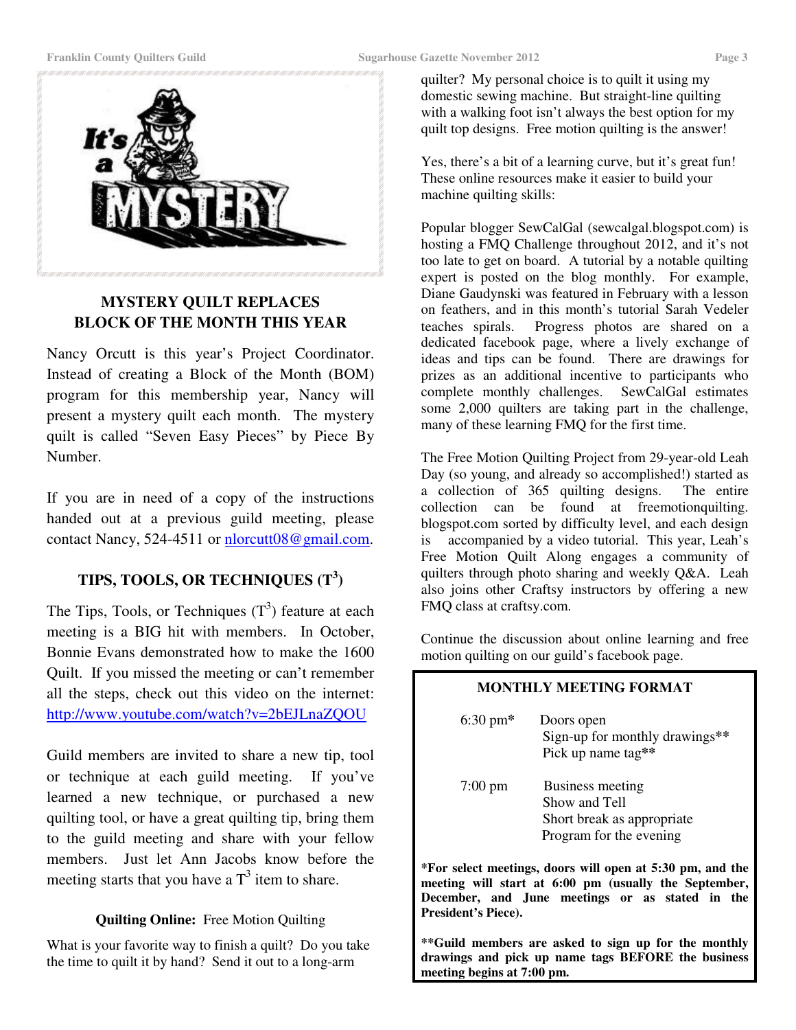## MYSTERY QUILT REPLACES BLOCK OF THE MONTH THIS YEAR

Nancy Orcutt is this year's Project Coordinator. Instead of creating a Block of the Month (BOM) program for this membership year, Nancy will present a mystery quilt each month. The mystery quilt is called "Seven Easy Pieces" by Piece By Number.

If you are in need of a copy of the instructions handed out at a previous guild meeting, please contact Nancy, 524-4511 or nlorcutt08@gmail.com.

## TIPS, TOOLS, OR TECHNIQUES ($T^3$)

The Tips, Tools, or Techniques ($T^3$) feature at each meeting is a BIG hit with members. In October, Bonnie Evans demonstrated how to make the 1600 Quilt. If you missed the meeting or can't remember all the steps, check out this video on the internet: http://www.youtube.com/watch?v=2bEJLnaZQOU

Guild members are invited to share a new tip, tool or technique at each guild meeting. If you've learned a new technique, or purchased a new quilting tool, or have a great quilting tip, bring them to the guild meeting and share with your fellow members. Just let Ann Jacobs know before the meeting starts that you have a $T^3$ item to share.

**Quilting Online:** Free Motion Quilting

What is your favorite way to finish a quilt? Do you take the time to quilt it by hand? Send it out to a long-arm quilter? My personal choice is to quilt it using my domestic sewing machine. But straight-line quilting with a walking foot isn't always the best option for my quilt top designs. Free motion quilting is the answer!

Yes, there's a bit of a learning curve, but it's great fun! These online resources make it easier to build your machine quilting skills:

Popular blogger SewCalGal (sewcalgal.blogspot.com) is hosting a FMQ Challenge throughout 2012, and it's not too late to get on board. A tutorial by a notable quilting expert is posted on the blog monthly. For example, Diane Gaudynski was featured in February with a lesson on feathers, and in this month's tutorial Sarah Vedeler teaches spirals. Progress photos are shared on a dedicated facebook page, where a lively exchange of ideas and tips can be found. There are drawings for prizes as an additional incentive to participants who complete monthly challenges. SewCalGal estimates some 2,000 quilters are taking part in the challenge, many of these learning FMQ for the first time.

The Free Motion Quilting Project from 29-year-old Leah Day (so young, and already so accomplished!) started as a collection of 365 quilting designs. The entire collection can be found at freemotionquilting.blogspot.com sorted by difficulty level, and each design is accompanied by a video tutorial. This year, Leah's Free Motion Quilt Along engages a community of quilters through photo sharing and weekly Q&A. Leah also joins other Craftsy instructors by offering a new FMQ class at craftsy.com.

Continue the discussion about online learning and free motion quilting on our guild's facebook page.

### MONTHLY MEETING FORMAT

| | |
|---|---|
| 6:30 pm* | Doors open<br>Sign-up for monthly drawings**<br>Pick up name tag** |
| 7:00 pm | Business meeting<br>Show and Tell<br>Short break as appropriate<br>Program for the evening |

**\*For select meetings, doors will open at 5:30 pm, and the meeting will start at 6:00 pm (usually the September, December, and June meetings or as stated in the President's Piece).**

**\*\*Guild members are asked to sign up for the monthly drawings and pick up name tags BEFORE the business meeting begins at 7:00 pm.**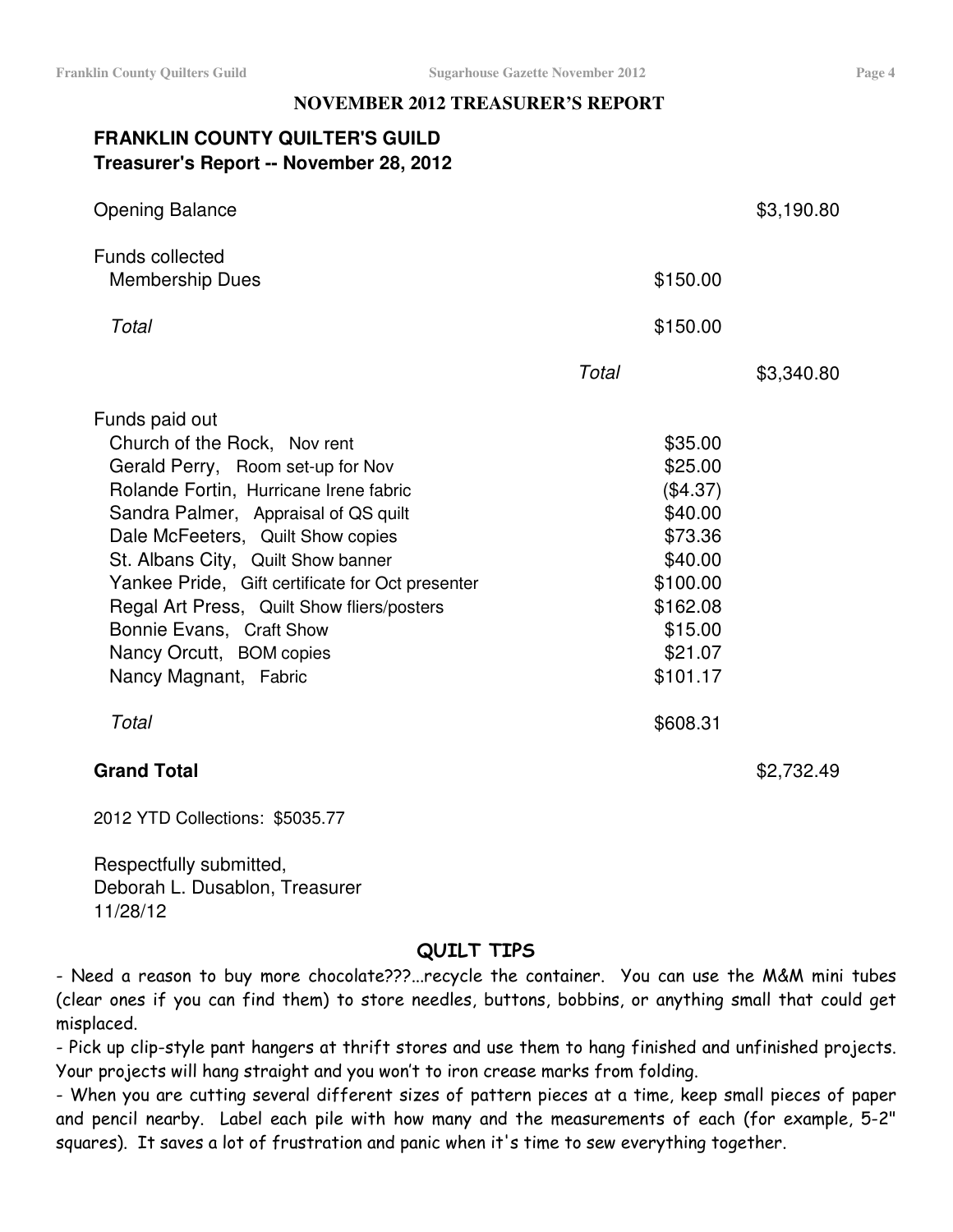## NOVEMBER 2012 TREASURER'S REPORT

### FRANKLIN COUNTY QUILTER'S GUILD
### Treasurer's Report -- November 28, 2012

| | | |
|---|---|---|
| Opening Balance | | $3,190.80 |
| Funds collected | | |
| Membership Dues | $150.00 | |
| *Total* | $150.00 | |
| *Total* | | $3,340.80 |
| Funds paid out | | |
| Church of the Rock, Nov rent | $35.00 | |
| Gerald Perry, Room set-up for Nov | $25.00 | |
| Rolande Fortin, Hurricane Irene fabric | ($4.37) | |
| Sandra Palmer, Appraisal of QS quilt | $40.00 | |
| Dale McFeeters, Quilt Show copies | $73.36 | |
| St. Albans City, Quilt Show banner | $40.00 | |
| Yankee Pride, Gift certificate for Oct presenter | $100.00 | |
| Regal Art Press, Quilt Show fliers/posters | $162.08 | |
| Bonnie Evans, Craft Show | $15.00 | |
| Nancy Orcutt, BOM copies | $21.07 | |
| Nancy Magnant, Fabric | $101.17 | |
| *Total* | $608.31 | |
| **Grand Total** | | $2,732.49 |

2012 YTD Collections: $5035.77

Respectfully submitted,
Deborah L. Dusablon, Treasurer
11/28/12

## QUILT TIPS

- Need a reason to buy more chocolate???...recycle the container. You can use the M&M mini tubes (clear ones if you can find them) to store needles, buttons, bobbins, or anything small that could get misplaced.
- Pick up clip-style pant hangers at thrift stores and use them to hang finished and unfinished projects. Your projects will hang straight and you won't to iron crease marks from folding.
- When you are cutting several different sizes of pattern pieces at a time, keep small pieces of paper and pencil nearby. Label each pile with how many and the measurements of each (for example, 5-2" squares). It saves a lot of frustration and panic when it's time to sew everything together.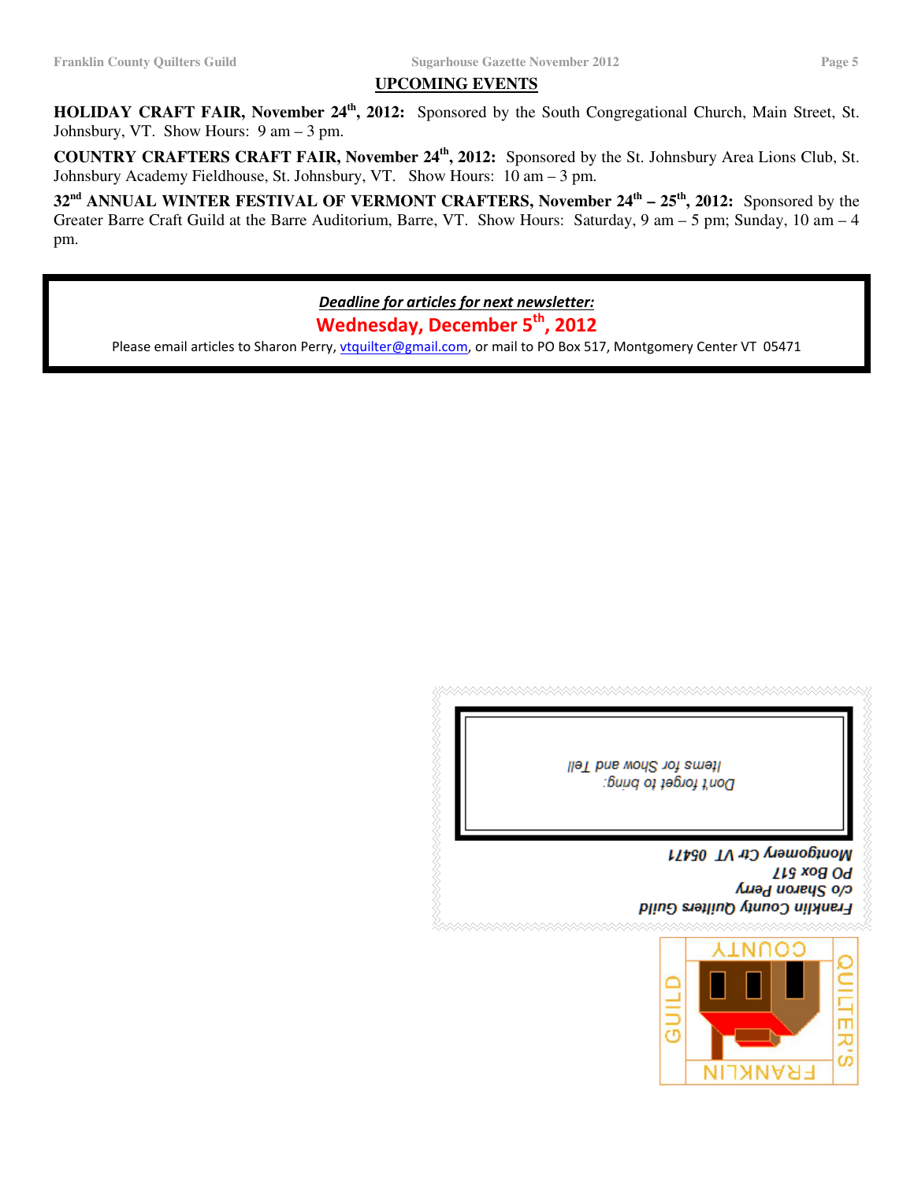## UPCOMING EVENTS

**HOLIDAY CRAFT FAIR, November 24th, 2012:** Sponsored by the South Congregational Church, Main Street, St. Johnsbury, VT. Show Hours: 9 am – 3 pm.

**COUNTRY CRAFTERS CRAFT FAIR, November 24th, 2012:** Sponsored by the St. Johnsbury Area Lions Club, St. Johnsbury Academy Fieldhouse, St. Johnsbury, VT. Show Hours: 10 am – 3 pm.

**32nd ANNUAL WINTER FESTIVAL OF VERMONT CRAFTERS, November 24th – 25th, 2012:** Sponsored by the Greater Barre Craft Guild at the Barre Auditorium, Barre, VT. Show Hours: Saturday, 9 am – 5 pm; Sunday, 10 am – 4 pm.

***Deadline for articles for next newsletter:***

**Wednesday, December 5th, 2012**

Please email articles to Sharon Perry, vtquilter@gmail.com, or mail to PO Box 517, Montgomery Center VT 05471

Don't forget to bring:
Items for Show and Tell

Franklin County Quilters Guild
c/o Sharon Perry
PO Box 517
Montgomery Ctr VT 05471

FRANKLIN COUNTY QUILTER'S GUILD